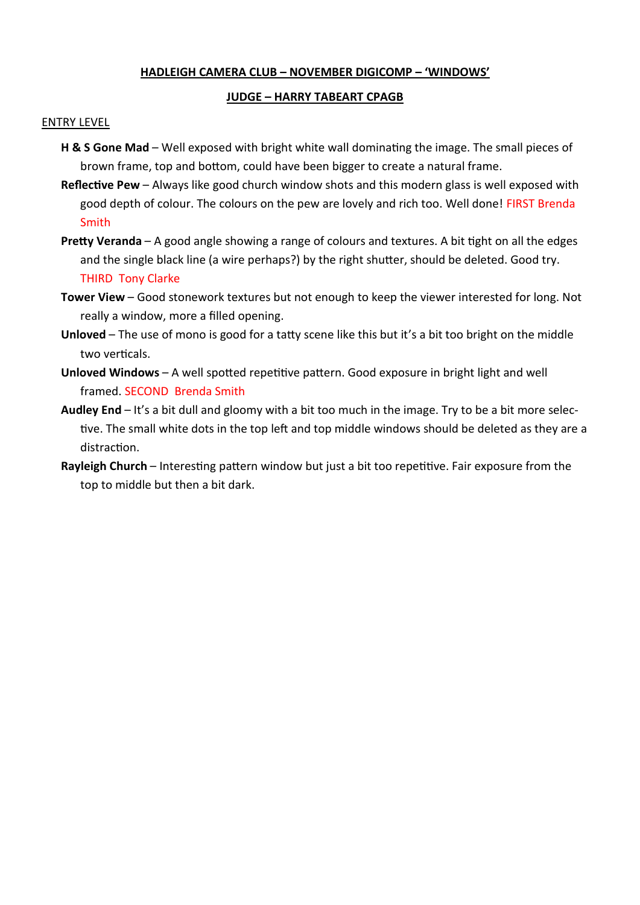## HADLEIGH CAMERA CLUB – NOVEMBER DIGICOMP – 'WINDOWS'

## JUDGE – HARRY TABEART CPAGB

ENTRY LEVEL

**H & S Gone Mad** – Well exposed with bright white wall dominating the image. The small pieces of brown frame, top and bottom, could have been bigger to create a natural frame.

**Reflective Pew** – Always like good church window shots and this modern glass is well exposed with good depth of colour. The colours on the pew are lovely and rich too. Well done! FIRST Brenda Smith

**Pretty Veranda** – A good angle showing a range of colours and textures. A bit tight on all the edges and the single black line (a wire perhaps?) by the right shutter, should be deleted. Good try. THIRD Tony Clarke

**Tower View** – Good stonework textures but not enough to keep the viewer interested for long. Not really a window, more a filled opening.

**Unloved** – The use of mono is good for a tatty scene like this but it's a bit too bright on the middle two verticals.

**Unloved Windows** – A well spotted repetitive pattern. Good exposure in bright light and well framed. SECOND Brenda Smith

**Audley End** – It's a bit dull and gloomy with a bit too much in the image. Try to be a bit more selective. The small white dots in the top left and top middle windows should be deleted as they are a distraction.

**Rayleigh Church** – Interesting pattern window but just a bit too repetitive. Fair exposure from the top to middle but then a bit dark.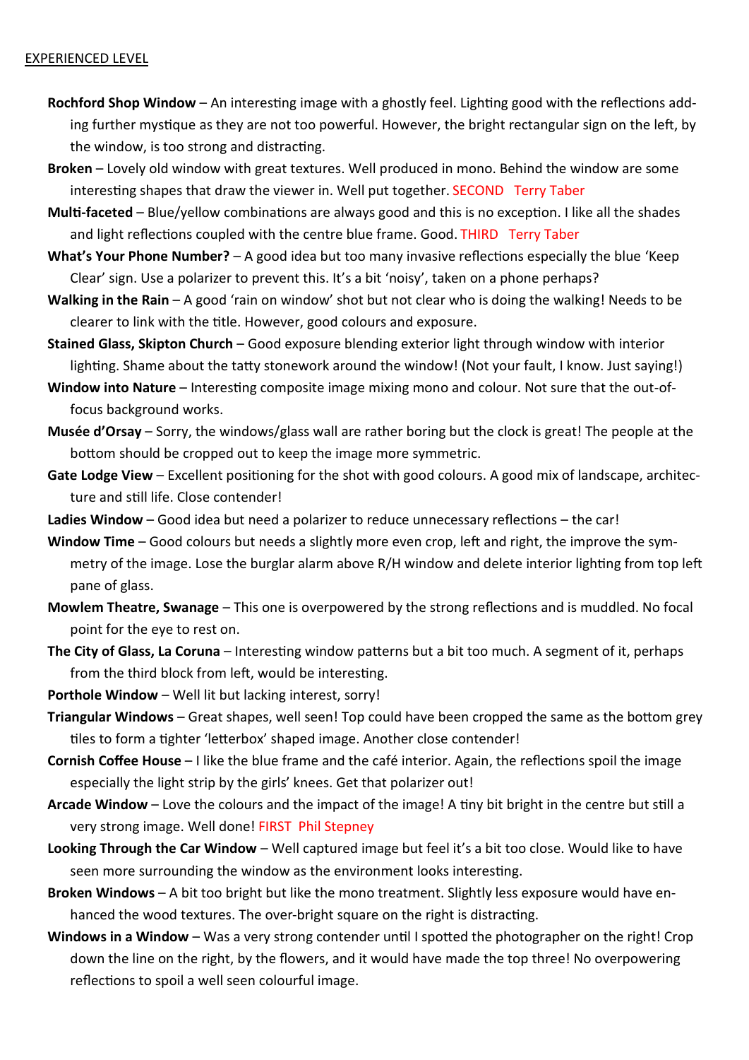EXPERIENCED LEVEL

**Rochford Shop Window** – An interesting image with a ghostly feel. Lighting good with the reflections adding further mystique as they are not too powerful. However, the bright rectangular sign on the left, by the window, is too strong and distracting.

**Broken** – Lovely old window with great textures. Well produced in mono. Behind the window are some interesting shapes that draw the viewer in. Well put together. SECOND Terry Taber

**Multi-faceted** – Blue/yellow combinations are always good and this is no exception. I like all the shades and light reflections coupled with the centre blue frame. Good. THIRD Terry Taber

**What's Your Phone Number?** – A good idea but too many invasive reflections especially the blue 'Keep Clear' sign. Use a polarizer to prevent this. It's a bit 'noisy', taken on a phone perhaps?

**Walking in the Rain** – A good 'rain on window' shot but not clear who is doing the walking! Needs to be clearer to link with the title. However, good colours and exposure.

**Stained Glass, Skipton Church** – Good exposure blending exterior light through window with interior lighting. Shame about the tatty stonework around the window! (Not your fault, I know. Just saying!)

**Window into Nature** – Interesting composite image mixing mono and colour. Not sure that the out-of-focus background works.

**Musée d'Orsay** – Sorry, the windows/glass wall are rather boring but the clock is great! The people at the bottom should be cropped out to keep the image more symmetric.

**Gate Lodge View** – Excellent positioning for the shot with good colours. A good mix of landscape, architecture and still life. Close contender!

**Ladies Window** – Good idea but need a polarizer to reduce unnecessary reflections – the car!

**Window Time** – Good colours but needs a slightly more even crop, left and right, the improve the symmetry of the image. Lose the burglar alarm above R/H window and delete interior lighting from top left pane of glass.

**Mowlem Theatre, Swanage** – This one is overpowered by the strong reflections and is muddled. No focal point for the eye to rest on.

**The City of Glass, La Coruna** – Interesting window patterns but a bit too much. A segment of it, perhaps from the third block from left, would be interesting.

**Porthole Window** – Well lit but lacking interest, sorry!

**Triangular Windows** – Great shapes, well seen! Top could have been cropped the same as the bottom grey tiles to form a tighter 'letterbox' shaped image. Another close contender!

**Cornish Coffee House** – I like the blue frame and the café interior. Again, the reflections spoil the image especially the light strip by the girls' knees. Get that polarizer out!

**Arcade Window** – Love the colours and the impact of the image! A tiny bit bright in the centre but still a very strong image. Well done! FIRST Phil Stepney

**Looking Through the Car Window** – Well captured image but feel it's a bit too close. Would like to have seen more surrounding the window as the environment looks interesting.

**Broken Windows** – A bit too bright but like the mono treatment. Slightly less exposure would have enhanced the wood textures. The over-bright square on the right is distracting.

**Windows in a Window** – Was a very strong contender until I spotted the photographer on the right! Crop down the line on the right, by the flowers, and it would have made the top three! No overpowering reflections to spoil a well seen colourful image.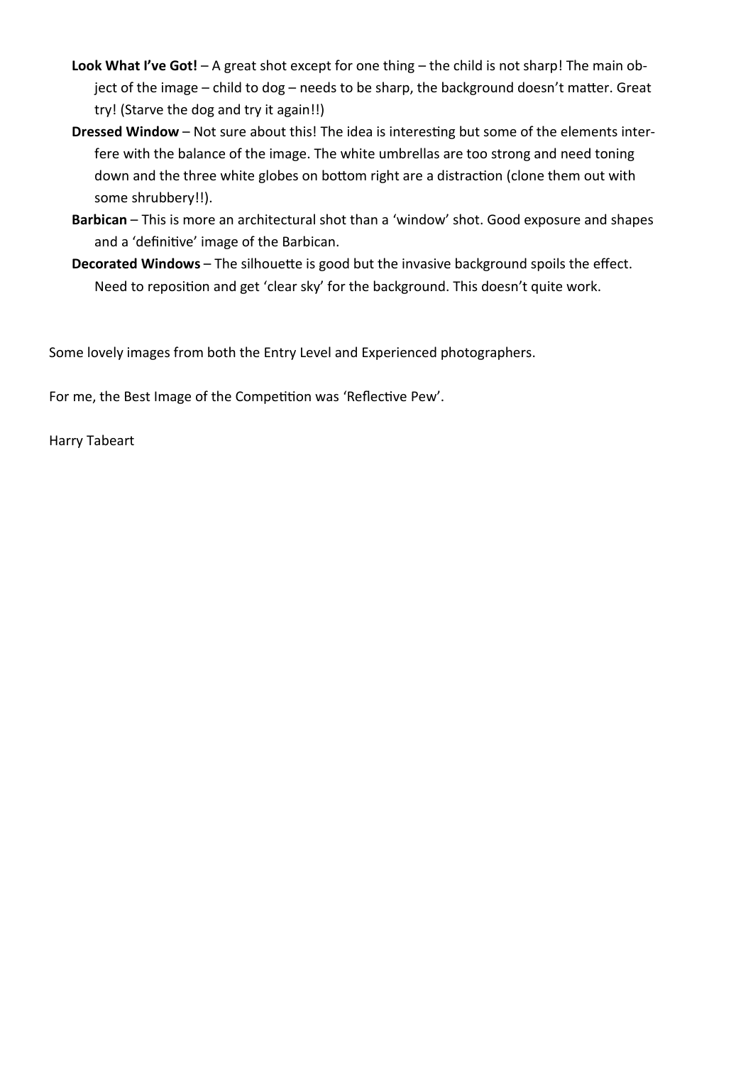- **Look What I've Got!** – A great shot except for one thing – the child is not sharp! The main object of the image – child to dog – needs to be sharp, the background doesn't matter. Great try! (Starve the dog and try it again!!)
- **Dressed Window** – Not sure about this! The idea is interesting but some of the elements interfere with the balance of the image. The white umbrellas are too strong and need toning down and the three white globes on bottom right are a distraction (clone them out with some shrubbery!!).
- **Barbican** – This is more an architectural shot than a 'window' shot. Good exposure and shapes and a 'definitive' image of the Barbican.
- **Decorated Windows** – The silhouette is good but the invasive background spoils the effect. Need to reposition and get 'clear sky' for the background. This doesn't quite work.

Some lovely images from both the Entry Level and Experienced photographers.

For me, the Best Image of the Competition was 'Reflective Pew'.

Harry Tabeart